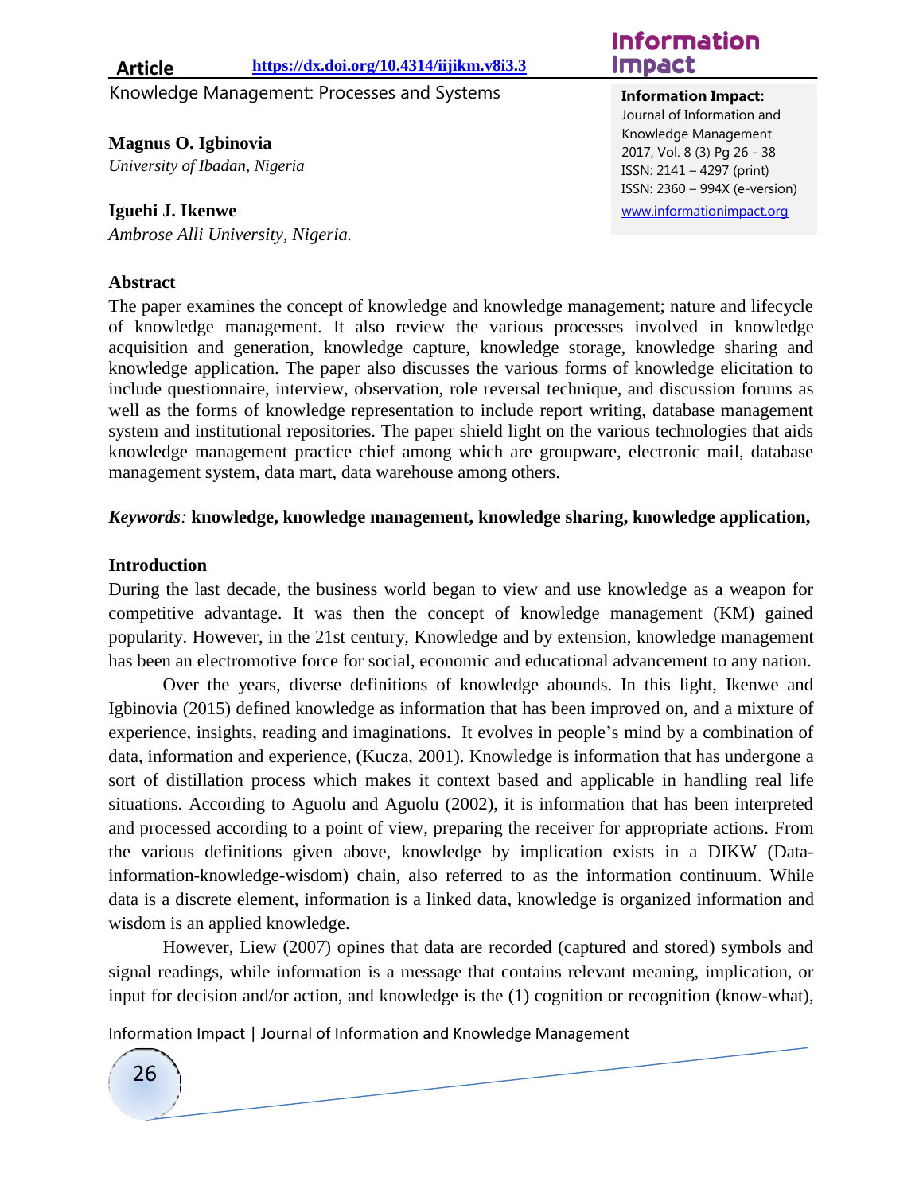**Article** https://dx.doi.org/10.4314/iijikm.v8i3.3

# Knowledge Management: Processes and Systems

**Information Impact:** Journal of Information and Knowledge Management 2017, Vol. 8 (3) Pg 26 - 38 ISSN: 2141 – 4297 (print) ISSN: 2360 – 994X (e-version) www.informationimpact.org

**Magnus O. Igbinovia**
*University of Ibadan, Nigeria*

**Iguehi J. Ikenwe**
*Ambrose Alli University, Nigeria.*

## Abstract

The paper examines the concept of knowledge and knowledge management; nature and lifecycle of knowledge management. It also review the various processes involved in knowledge acquisition and generation, knowledge capture, knowledge storage, knowledge sharing and knowledge application. The paper also discusses the various forms of knowledge elicitation to include questionnaire, interview, observation, role reversal technique, and discussion forums as well as the forms of knowledge representation to include report writing, database management system and institutional repositories. The paper shield light on the various technologies that aids knowledge management practice chief among which are groupware, electronic mail, database management system, data mart, data warehouse among others.

*Keywords:* **knowledge, knowledge management, knowledge sharing, knowledge application,**

## Introduction

During the last decade, the business world began to view and use knowledge as a weapon for competitive advantage. It was then the concept of knowledge management (KM) gained popularity. However, in the 21st century, Knowledge and by extension, knowledge management has been an electromotive force for social, economic and educational advancement to any nation.

Over the years, diverse definitions of knowledge abounds. In this light, Ikenwe and Igbinovia (2015) defined knowledge as information that has been improved on, and a mixture of experience, insights, reading and imaginations. It evolves in people's mind by a combination of data, information and experience, (Kucza, 2001). Knowledge is information that has undergone a sort of distillation process which makes it context based and applicable in handling real life situations. According to Aguolu and Aguolu (2002), it is information that has been interpreted and processed according to a point of view, preparing the receiver for appropriate actions. From the various definitions given above, knowledge by implication exists in a DIKW (Data-information-knowledge-wisdom) chain, also referred to as the information continuum. While data is a discrete element, information is a linked data, knowledge is organized information and wisdom is an applied knowledge.

However, Liew (2007) opines that data are recorded (captured and stored) symbols and signal readings, while information is a message that contains relevant meaning, implication, or input for decision and/or action, and knowledge is the (1) cognition or recognition (know-what),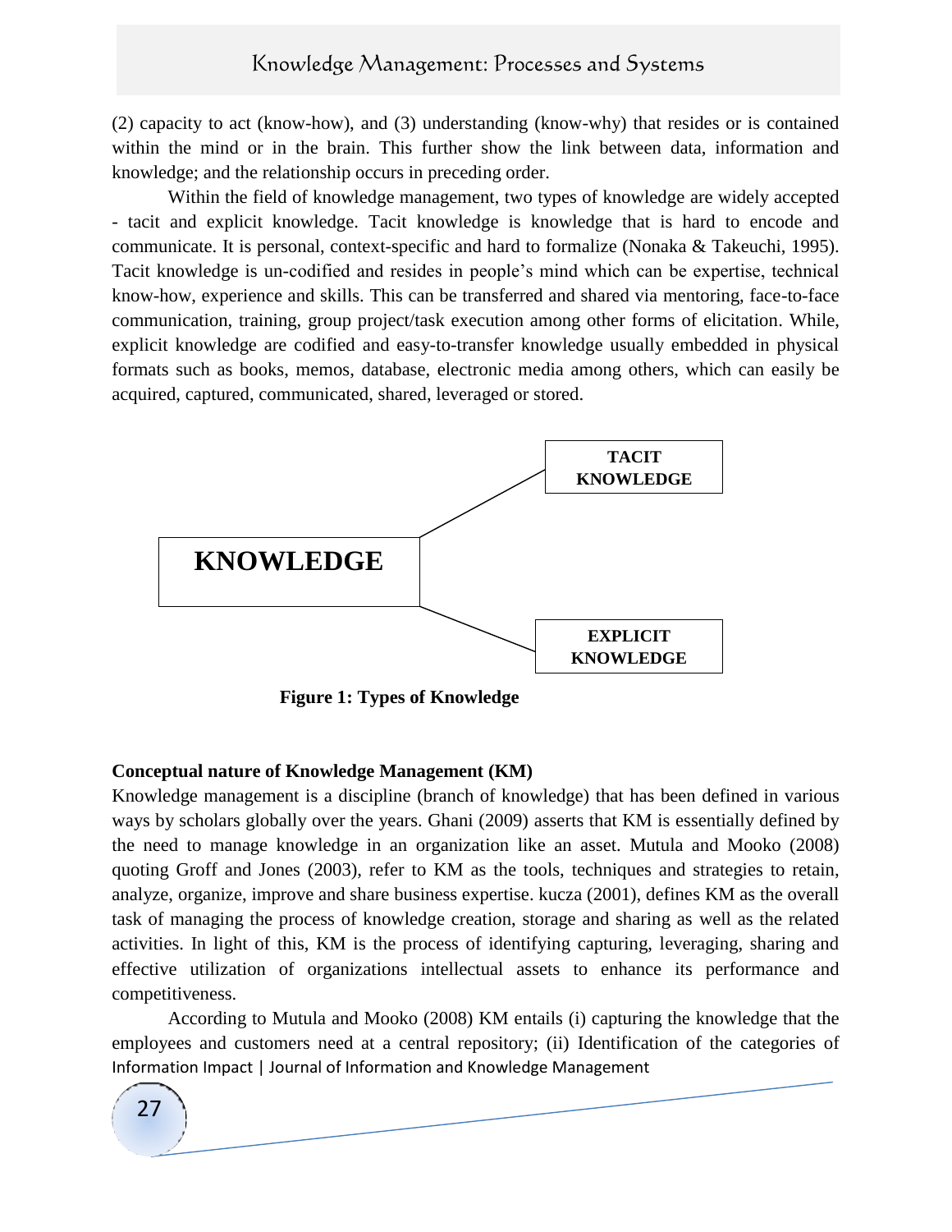(2) capacity to act (know-how), and (3) understanding (know-why) that resides or is contained within the mind or in the brain. This further show the link between data, information and knowledge; and the relationship occurs in preceding order.

Within the field of knowledge management, two types of knowledge are widely accepted - tacit and explicit knowledge. Tacit knowledge is knowledge that is hard to encode and communicate. It is personal, context-specific and hard to formalize (Nonaka & Takeuchi, 1995). Tacit knowledge is un-codified and resides in people's mind which can be expertise, technical know-how, experience and skills. This can be transferred and shared via mentoring, face-to-face communication, training, group project/task execution among other forms of elicitation. While, explicit knowledge are codified and easy-to-transfer knowledge usually embedded in physical formats such as books, memos, database, electronic media among others, which can easily be acquired, captured, communicated, shared, leveraged or stored.

KNOWLEDGE

TACIT KNOWLEDGE

EXPLICIT KNOWLEDGE

**Figure 1: Types of Knowledge**

**Conceptual nature of Knowledge Management (KM)**

Knowledge management is a discipline (branch of knowledge) that has been defined in various ways by scholars globally over the years. Ghani (2009) asserts that KM is essentially defined by the need to manage knowledge in an organization like an asset. Mutula and Mooko (2008) quoting Groff and Jones (2003), refer to KM as the tools, techniques and strategies to retain, analyze, organize, improve and share business expertise. kucza (2001), defines KM as the overall task of managing the process of knowledge creation, storage and sharing as well as the related activities. In light of this, KM is the process of identifying capturing, leveraging, sharing and effective utilization of organizations intellectual assets to enhance its performance and competitiveness.

According to Mutula and Mooko (2008) KM entails (i) capturing the knowledge that the employees and customers need at a central repository; (ii) Identification of the categories of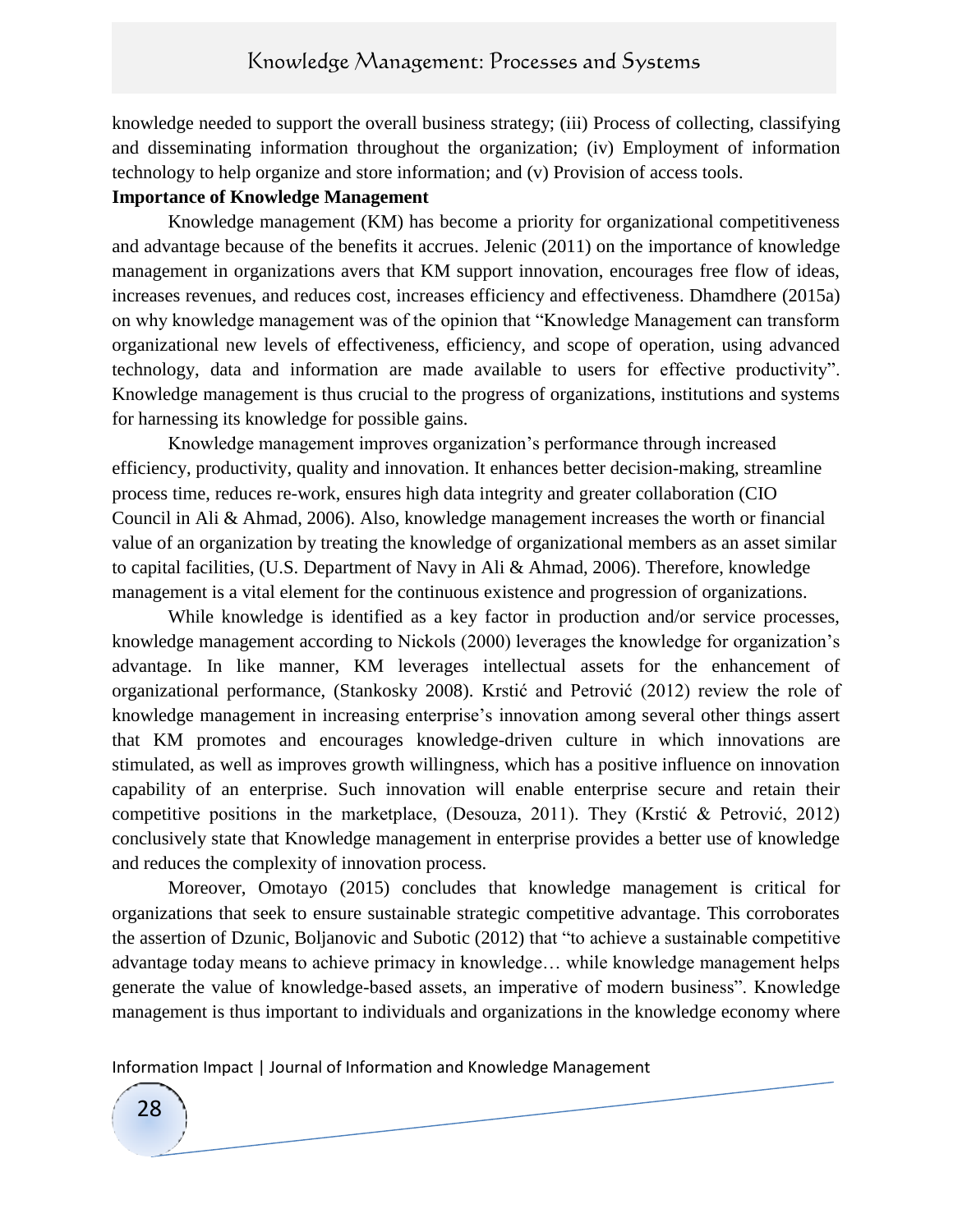knowledge needed to support the overall business strategy; (iii) Process of collecting, classifying and disseminating information throughout the organization; (iv) Employment of information technology to help organize and store information; and (v) Provision of access tools.

**Importance of Knowledge Management**

Knowledge management (KM) has become a priority for organizational competitiveness and advantage because of the benefits it accrues. Jelenic (2011) on the importance of knowledge management in organizations avers that KM support innovation, encourages free flow of ideas, increases revenues, and reduces cost, increases efficiency and effectiveness. Dhamdhere (2015a) on why knowledge management was of the opinion that "Knowledge Management can transform organizational new levels of effectiveness, efficiency, and scope of operation, using advanced technology, data and information are made available to users for effective productivity". Knowledge management is thus crucial to the progress of organizations, institutions and systems for harnessing its knowledge for possible gains.

Knowledge management improves organization's performance through increased efficiency, productivity, quality and innovation. It enhances better decision-making, streamline process time, reduces re-work, ensures high data integrity and greater collaboration (CIO Council in Ali & Ahmad, 2006). Also, knowledge management increases the worth or financial value of an organization by treating the knowledge of organizational members as an asset similar to capital facilities, (U.S. Department of Navy in Ali & Ahmad, 2006). Therefore, knowledge management is a vital element for the continuous existence and progression of organizations.

While knowledge is identified as a key factor in production and/or service processes, knowledge management according to Nickols (2000) leverages the knowledge for organization's advantage. In like manner, KM leverages intellectual assets for the enhancement of organizational performance, (Stankosky 2008). Krstić and Petrović (2012) review the role of knowledge management in increasing enterprise's innovation among several other things assert that KM promotes and encourages knowledge-driven culture in which innovations are stimulated, as well as improves growth willingness, which has a positive influence on innovation capability of an enterprise. Such innovation will enable enterprise secure and retain their competitive positions in the marketplace, (Desouza, 2011). They (Krstić & Petrović, 2012) conclusively state that Knowledge management in enterprise provides a better use of knowledge and reduces the complexity of innovation process.

Moreover, Omotayo (2015) concludes that knowledge management is critical for organizations that seek to ensure sustainable strategic competitive advantage. This corroborates the assertion of Dzunic, Boljanovic and Subotic (2012) that "to achieve a sustainable competitive advantage today means to achieve primacy in knowledge… while knowledge management helps generate the value of knowledge-based assets, an imperative of modern business". Knowledge management is thus important to individuals and organizations in the knowledge economy where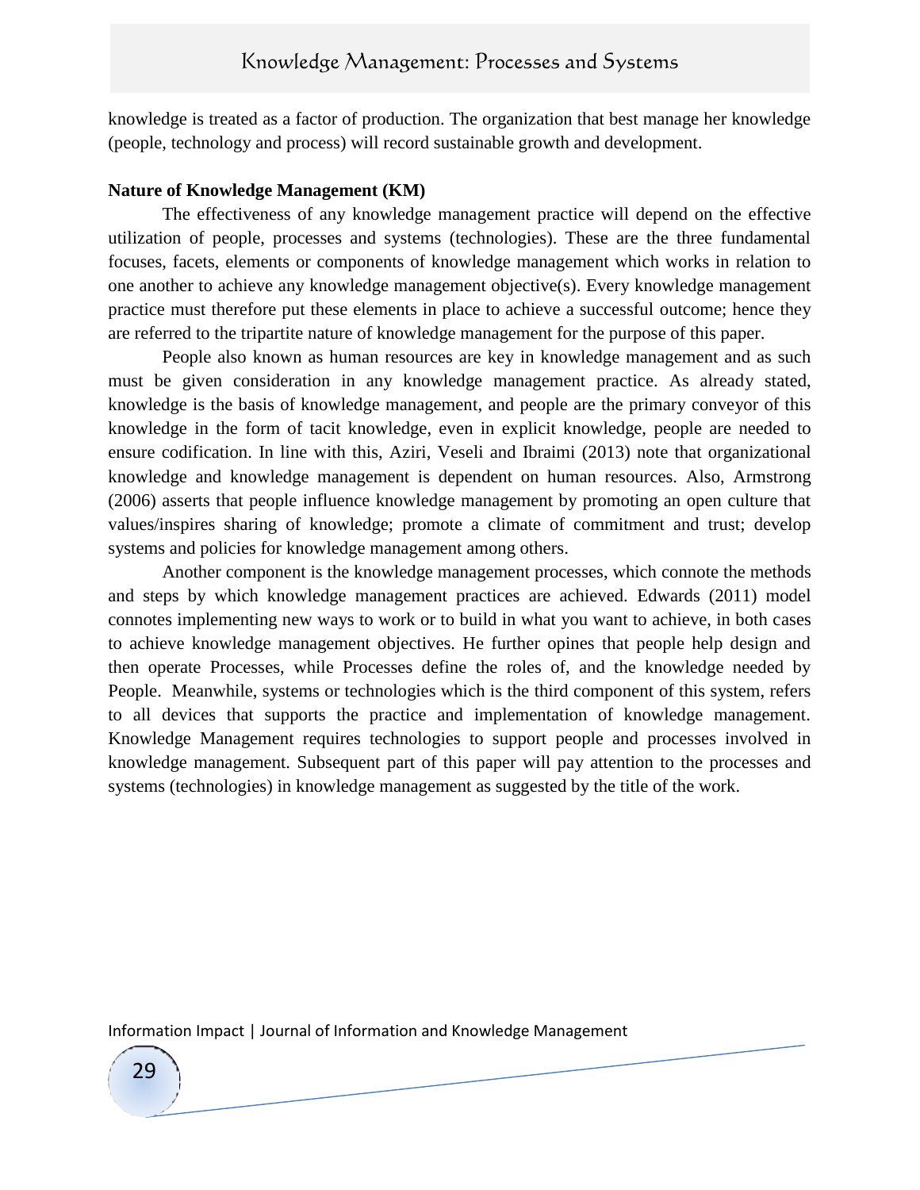knowledge is treated as a factor of production. The organization that best manage her knowledge (people, technology and process) will record sustainable growth and development.

**Nature of Knowledge Management (KM)**

The effectiveness of any knowledge management practice will depend on the effective utilization of people, processes and systems (technologies). These are the three fundamental focuses, facets, elements or components of knowledge management which works in relation to one another to achieve any knowledge management objective(s). Every knowledge management practice must therefore put these elements in place to achieve a successful outcome; hence they are referred to the tripartite nature of knowledge management for the purpose of this paper.

People also known as human resources are key in knowledge management and as such must be given consideration in any knowledge management practice. As already stated, knowledge is the basis of knowledge management, and people are the primary conveyor of this knowledge in the form of tacit knowledge, even in explicit knowledge, people are needed to ensure codification. In line with this, Aziri, Veseli and Ibraimi (2013) note that organizational knowledge and knowledge management is dependent on human resources. Also, Armstrong (2006) asserts that people influence knowledge management by promoting an open culture that values/inspires sharing of knowledge; promote a climate of commitment and trust; develop systems and policies for knowledge management among others.

Another component is the knowledge management processes, which connote the methods and steps by which knowledge management practices are achieved. Edwards (2011) model connotes implementing new ways to work or to build in what you want to achieve, in both cases to achieve knowledge management objectives. He further opines that people help design and then operate Processes, while Processes define the roles of, and the knowledge needed by People. Meanwhile, systems or technologies which is the third component of this system, refers to all devices that supports the practice and implementation of knowledge management. Knowledge Management requires technologies to support people and processes involved in knowledge management. Subsequent part of this paper will pay attention to the processes and systems (technologies) in knowledge management as suggested by the title of the work.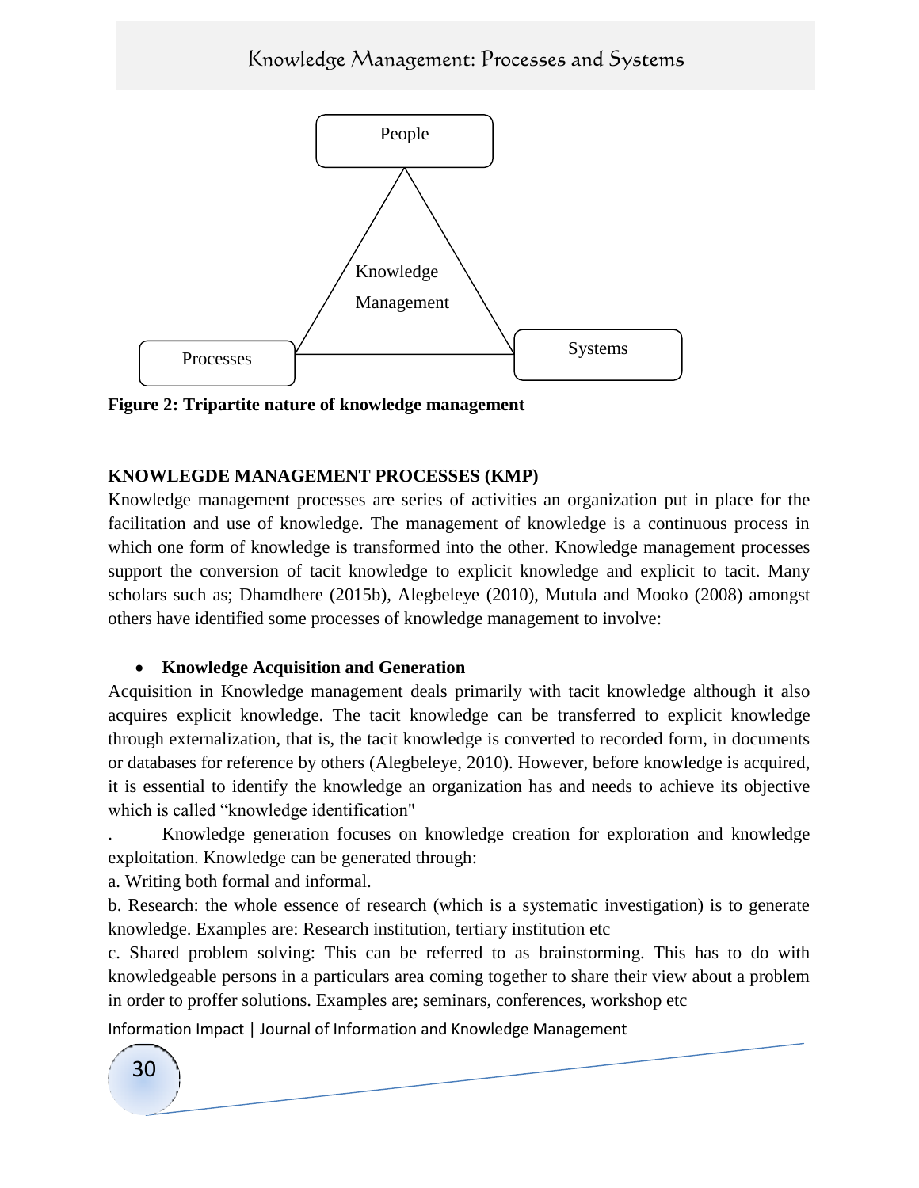People

Knowledge Management

Processes

Systems

**Figure 2: Tripartite nature of knowledge management**

## KNOWLEGDE MANAGEMENT PROCESSES (KMP)

Knowledge management processes are series of activities an organization put in place for the facilitation and use of knowledge. The management of knowledge is a continuous process in which one form of knowledge is transformed into the other. Knowledge management processes support the conversion of tacit knowledge to explicit knowledge and explicit to tacit. Many scholars such as; Dhamdhere (2015b), Alegbeleye (2010), Mutula and Mooko (2008) amongst others have identified some processes of knowledge management to involve:

- **Knowledge Acquisition and Generation**

Acquisition in Knowledge management deals primarily with tacit knowledge although it also acquires explicit knowledge. The tacit knowledge can be transferred to explicit knowledge through externalization, that is, the tacit knowledge is converted to recorded form, in documents or databases for reference by others (Alegbeleye, 2010). However, before knowledge is acquired, it is essential to identify the knowledge an organization has and needs to achieve its objective which is called "knowledge identification"

. Knowledge generation focuses on knowledge creation for exploration and knowledge exploitation. Knowledge can be generated through:

a. Writing both formal and informal.

b. Research: the whole essence of research (which is a systematic investigation) is to generate knowledge. Examples are: Research institution, tertiary institution etc

c. Shared problem solving: This can be referred to as brainstorming. This has to do with knowledgeable persons in a particulars area coming together to share their view about a problem in order to proffer solutions. Examples are; seminars, conferences, workshop etc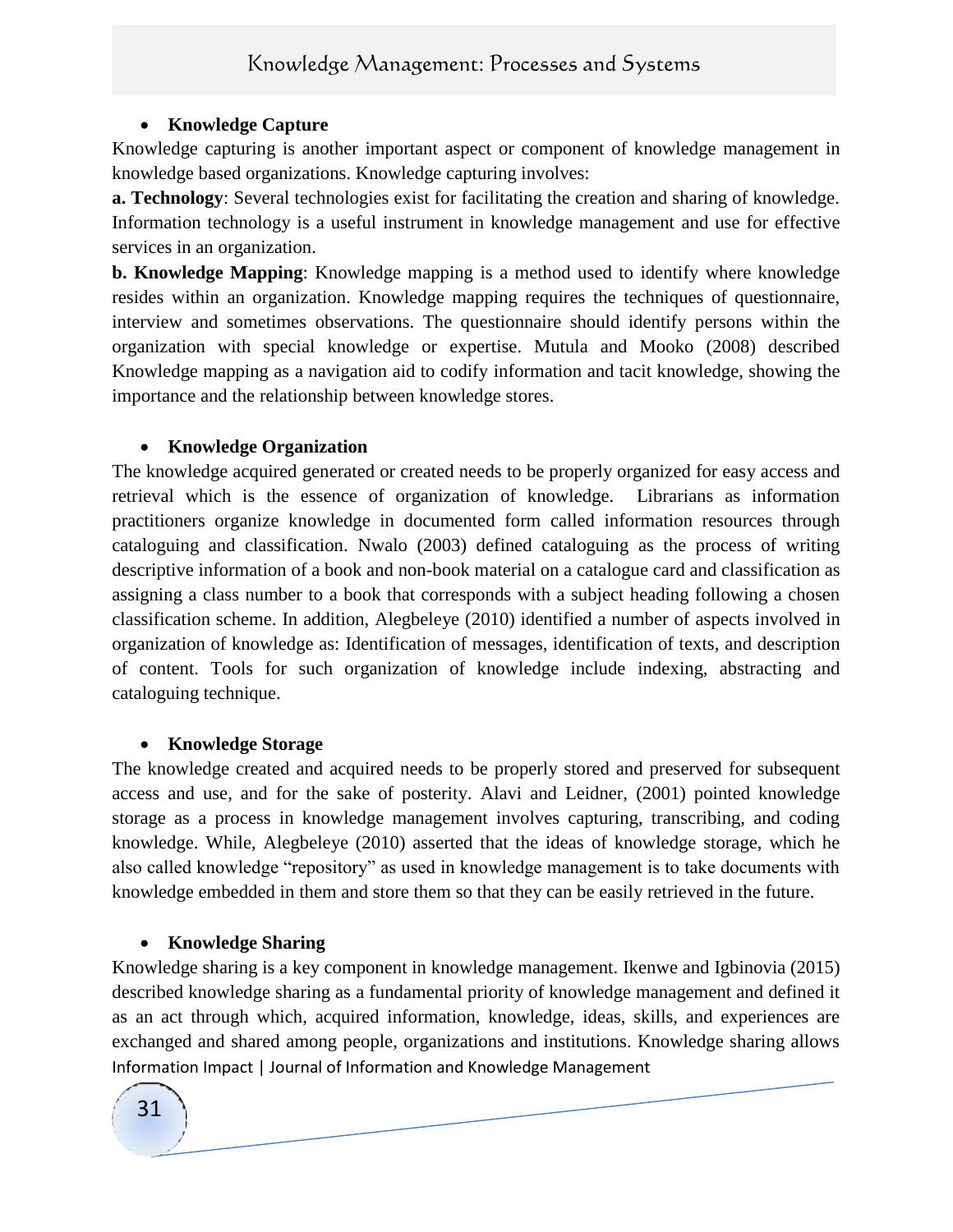- **Knowledge Capture**

Knowledge capturing is another important aspect or component of knowledge management in knowledge based organizations. Knowledge capturing involves:

**a. Technology**: Several technologies exist for facilitating the creation and sharing of knowledge. Information technology is a useful instrument in knowledge management and use for effective services in an organization.

**b. Knowledge Mapping**: Knowledge mapping is a method used to identify where knowledge resides within an organization. Knowledge mapping requires the techniques of questionnaire, interview and sometimes observations. The questionnaire should identify persons within the organization with special knowledge or expertise. Mutula and Mooko (2008) described Knowledge mapping as a navigation aid to codify information and tacit knowledge, showing the importance and the relationship between knowledge stores.

- **Knowledge Organization**

The knowledge acquired generated or created needs to be properly organized for easy access and retrieval which is the essence of organization of knowledge. Librarians as information practitioners organize knowledge in documented form called information resources through cataloguing and classification. Nwalo (2003) defined cataloguing as the process of writing descriptive information of a book and non-book material on a catalogue card and classification as assigning a class number to a book that corresponds with a subject heading following a chosen classification scheme. In addition, Alegbeleye (2010) identified a number of aspects involved in organization of knowledge as: Identification of messages, identification of texts, and description of content. Tools for such organization of knowledge include indexing, abstracting and cataloguing technique.

- **Knowledge Storage**

The knowledge created and acquired needs to be properly stored and preserved for subsequent access and use, and for the sake of posterity. Alavi and Leidner, (2001) pointed knowledge storage as a process in knowledge management involves capturing, transcribing, and coding knowledge. While, Alegbeleye (2010) asserted that the ideas of knowledge storage, which he also called knowledge "repository" as used in knowledge management is to take documents with knowledge embedded in them and store them so that they can be easily retrieved in the future.

- **Knowledge Sharing**

Knowledge sharing is a key component in knowledge management. Ikenwe and Igbinovia (2015) described knowledge sharing as a fundamental priority of knowledge management and defined it as an act through which, acquired information, knowledge, ideas, skills, and experiences are exchanged and shared among people, organizations and institutions. Knowledge sharing allows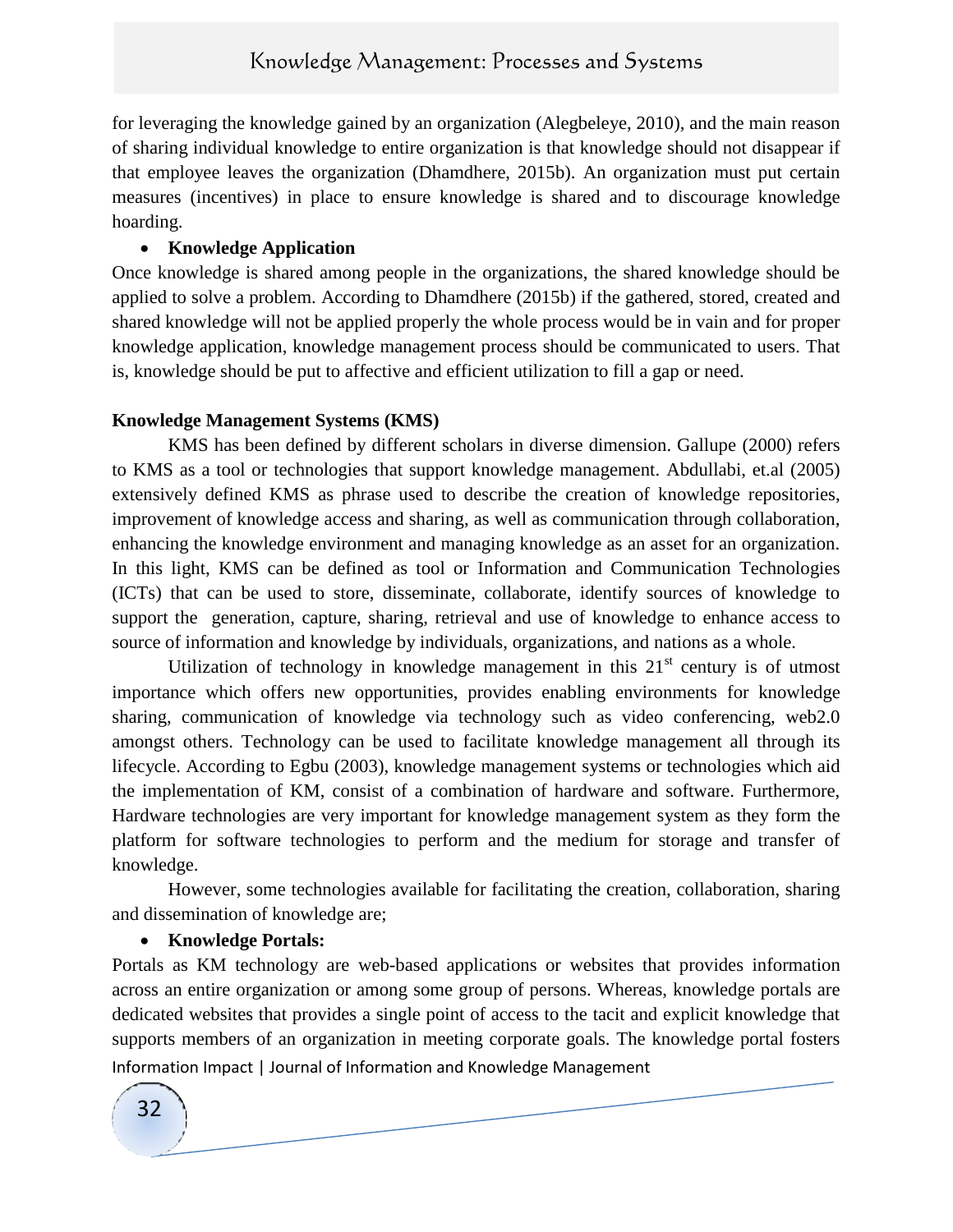for leveraging the knowledge gained by an organization (Alegbeleye, 2010), and the main reason of sharing individual knowledge to entire organization is that knowledge should not disappear if that employee leaves the organization (Dhamdhere, 2015b). An organization must put certain measures (incentives) in place to ensure knowledge is shared and to discourage knowledge hoarding.

- **Knowledge Application**

Once knowledge is shared among people in the organizations, the shared knowledge should be applied to solve a problem. According to Dhamdhere (2015b) if the gathered, stored, created and shared knowledge will not be applied properly the whole process would be in vain and for proper knowledge application, knowledge management process should be communicated to users. That is, knowledge should be put to affective and efficient utilization to fill a gap or need.

**Knowledge Management Systems (KMS)**

KMS has been defined by different scholars in diverse dimension. Gallupe (2000) refers to KMS as a tool or technologies that support knowledge management. Abdullabi, et.al (2005) extensively defined KMS as phrase used to describe the creation of knowledge repositories, improvement of knowledge access and sharing, as well as communication through collaboration, enhancing the knowledge environment and managing knowledge as an asset for an organization. In this light, KMS can be defined as tool or Information and Communication Technologies (ICTs) that can be used to store, disseminate, collaborate, identify sources of knowledge to support the generation, capture, sharing, retrieval and use of knowledge to enhance access to source of information and knowledge by individuals, organizations, and nations as a whole.

Utilization of technology in knowledge management in this 21st century is of utmost importance which offers new opportunities, provides enabling environments for knowledge sharing, communication of knowledge via technology such as video conferencing, web2.0 amongst others. Technology can be used to facilitate knowledge management all through its lifecycle. According to Egbu (2003), knowledge management systems or technologies which aid the implementation of KM, consist of a combination of hardware and software. Furthermore, Hardware technologies are very important for knowledge management system as they form the platform for software technologies to perform and the medium for storage and transfer of knowledge.

However, some technologies available for facilitating the creation, collaboration, sharing and dissemination of knowledge are;

- **Knowledge Portals:**

Portals as KM technology are web-based applications or websites that provides information across an entire organization or among some group of persons. Whereas, knowledge portals are dedicated websites that provides a single point of access to the tacit and explicit knowledge that supports members of an organization in meeting corporate goals. The knowledge portal fosters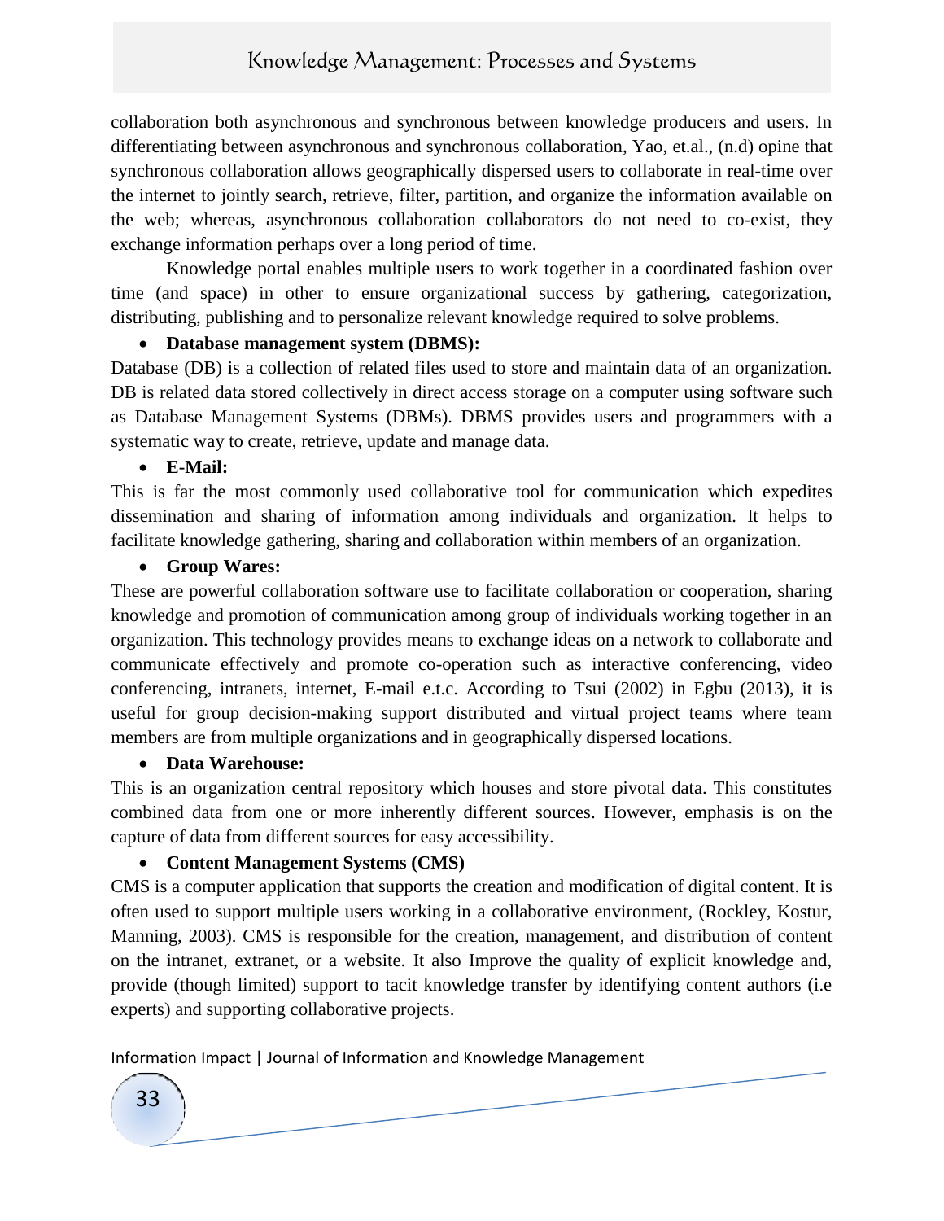collaboration both asynchronous and synchronous between knowledge producers and users. In differentiating between asynchronous and synchronous collaboration, Yao, et.al., (n.d) opine that synchronous collaboration allows geographically dispersed users to collaborate in real-time over the internet to jointly search, retrieve, filter, partition, and organize the information available on the web; whereas, asynchronous collaboration collaborators do not need to co-exist, they exchange information perhaps over a long period of time.

Knowledge portal enables multiple users to work together in a coordinated fashion over time (and space) in other to ensure organizational success by gathering, categorization, distributing, publishing and to personalize relevant knowledge required to solve problems.

- **Database management system (DBMS):**

Database (DB) is a collection of related files used to store and maintain data of an organization. DB is related data stored collectively in direct access storage on a computer using software such as Database Management Systems (DBMs). DBMS provides users and programmers with a systematic way to create, retrieve, update and manage data.

- **E-Mail:**

This is far the most commonly used collaborative tool for communication which expedites dissemination and sharing of information among individuals and organization. It helps to facilitate knowledge gathering, sharing and collaboration within members of an organization.

- **Group Wares:**

These are powerful collaboration software use to facilitate collaboration or cooperation, sharing knowledge and promotion of communication among group of individuals working together in an organization. This technology provides means to exchange ideas on a network to collaborate and communicate effectively and promote co-operation such as interactive conferencing, video conferencing, intranets, internet, E-mail e.t.c. According to Tsui (2002) in Egbu (2013), it is useful for group decision-making support distributed and virtual project teams where team members are from multiple organizations and in geographically dispersed locations.

- **Data Warehouse:**

This is an organization central repository which houses and store pivotal data. This constitutes combined data from one or more inherently different sources. However, emphasis is on the capture of data from different sources for easy accessibility.

- **Content Management Systems (CMS)**

CMS is a computer application that supports the creation and modification of digital content. It is often used to support multiple users working in a collaborative environment, (Rockley, Kostur, Manning, 2003). CMS is responsible for the creation, management, and distribution of content on the intranet, extranet, or a website. It also Improve the quality of explicit knowledge and, provide (though limited) support to tacit knowledge transfer by identifying content authors (i.e experts) and supporting collaborative projects.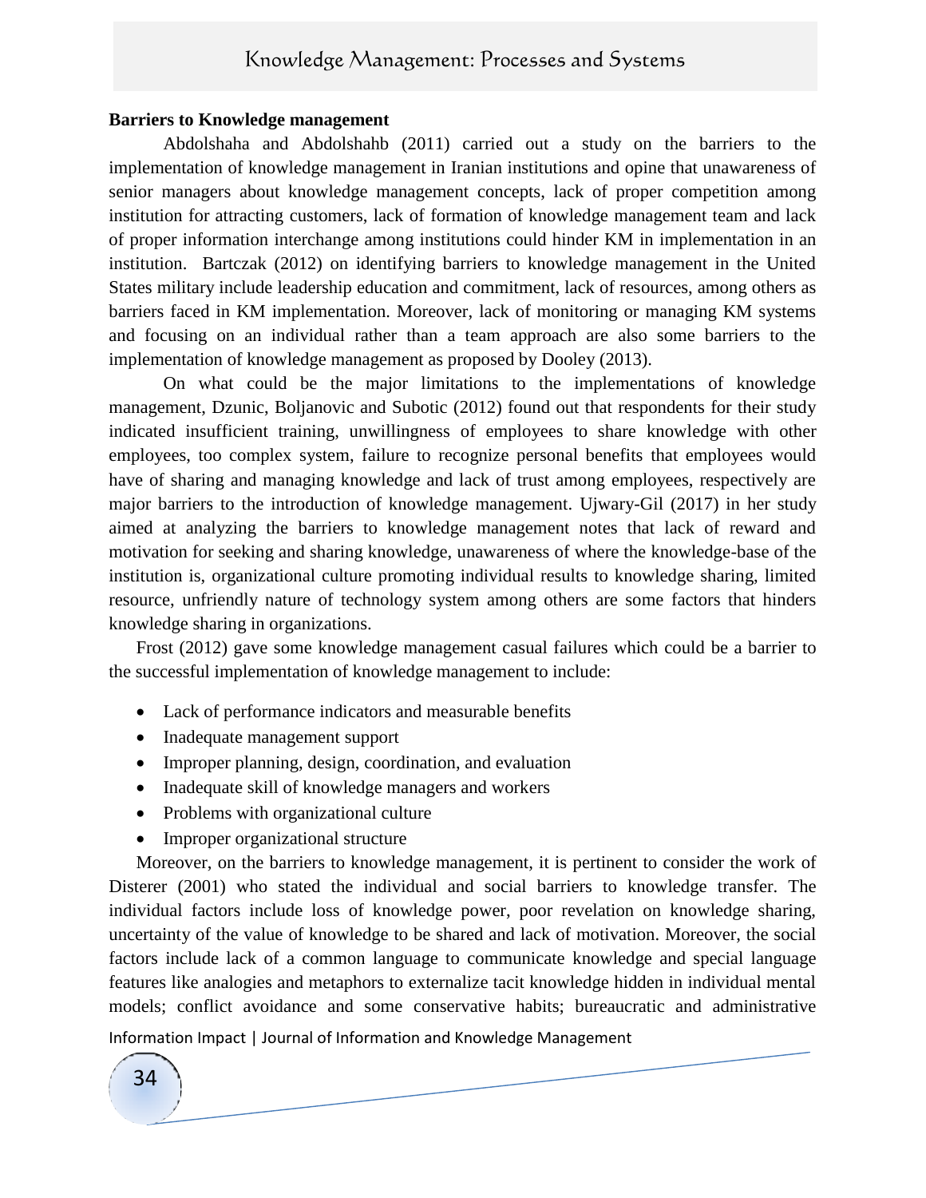**Barriers to Knowledge management**

Abdolshaha and Abdolshahb (2011) carried out a study on the barriers to the implementation of knowledge management in Iranian institutions and opine that unawareness of senior managers about knowledge management concepts, lack of proper competition among institution for attracting customers, lack of formation of knowledge management team and lack of proper information interchange among institutions could hinder KM in implementation in an institution. Bartczak (2012) on identifying barriers to knowledge management in the United States military include leadership education and commitment, lack of resources, among others as barriers faced in KM implementation. Moreover, lack of monitoring or managing KM systems and focusing on an individual rather than a team approach are also some barriers to the implementation of knowledge management as proposed by Dooley (2013).

On what could be the major limitations to the implementations of knowledge management, Dzunic, Boljanovic and Subotic (2012) found out that respondents for their study indicated insufficient training, unwillingness of employees to share knowledge with other employees, too complex system, failure to recognize personal benefits that employees would have of sharing and managing knowledge and lack of trust among employees, respectively are major barriers to the introduction of knowledge management. Ujwary-Gil (2017) in her study aimed at analyzing the barriers to knowledge management notes that lack of reward and motivation for seeking and sharing knowledge, unawareness of where the knowledge-base of the institution is, organizational culture promoting individual results to knowledge sharing, limited resource, unfriendly nature of technology system among others are some factors that hinders knowledge sharing in organizations.

Frost (2012) gave some knowledge management casual failures which could be a barrier to the successful implementation of knowledge management to include:

- Lack of performance indicators and measurable benefits
- Inadequate management support
- Improper planning, design, coordination, and evaluation
- Inadequate skill of knowledge managers and workers
- Problems with organizational culture
- Improper organizational structure

Moreover, on the barriers to knowledge management, it is pertinent to consider the work of Disterer (2001) who stated the individual and social barriers to knowledge transfer. The individual factors include loss of knowledge power, poor revelation on knowledge sharing, uncertainty of the value of knowledge to be shared and lack of motivation. Moreover, the social factors include lack of a common language to communicate knowledge and special language features like analogies and metaphors to externalize tacit knowledge hidden in individual mental models; conflict avoidance and some conservative habits; bureaucratic and administrative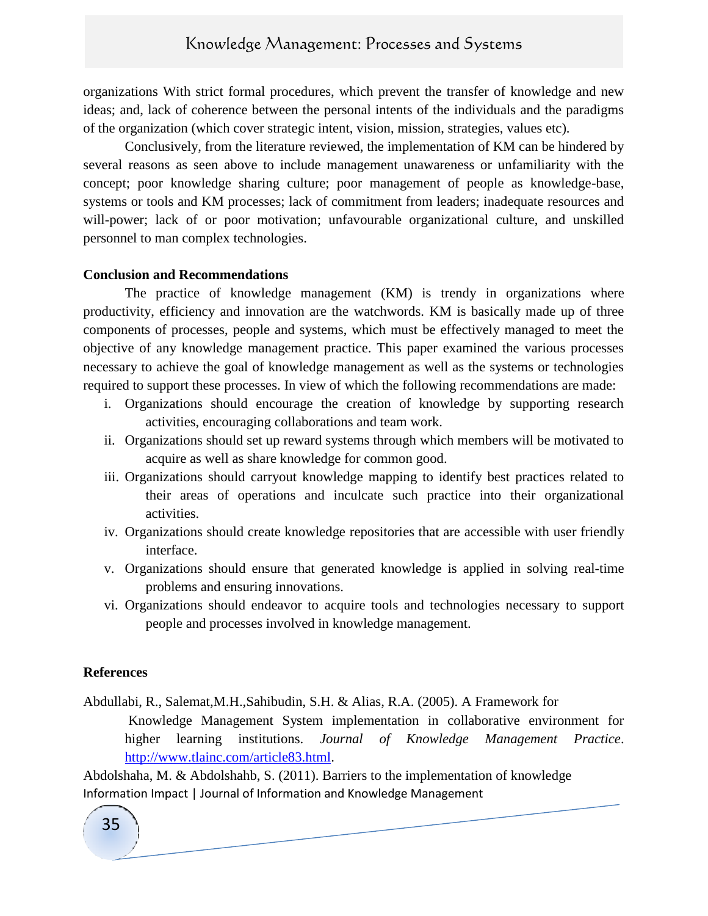organizations With strict formal procedures, which prevent the transfer of knowledge and new ideas; and, lack of coherence between the personal intents of the individuals and the paradigms of the organization (which cover strategic intent, vision, mission, strategies, values etc).

Conclusively, from the literature reviewed, the implementation of KM can be hindered by several reasons as seen above to include management unawareness or unfamiliarity with the concept; poor knowledge sharing culture; poor management of people as knowledge-base, systems or tools and KM processes; lack of commitment from leaders; inadequate resources and will-power; lack of or poor motivation; unfavourable organizational culture, and unskilled personnel to man complex technologies.

**Conclusion and Recommendations**

The practice of knowledge management (KM) is trendy in organizations where productivity, efficiency and innovation are the watchwords. KM is basically made up of three components of processes, people and systems, which must be effectively managed to meet the objective of any knowledge management practice. This paper examined the various processes necessary to achieve the goal of knowledge management as well as the systems or technologies required to support these processes. In view of which the following recommendations are made:

i. Organizations should encourage the creation of knowledge by supporting research activities, encouraging collaborations and team work.
ii. Organizations should set up reward systems through which members will be motivated to acquire as well as share knowledge for common good.
iii. Organizations should carryout knowledge mapping to identify best practices related to their areas of operations and inculcate such practice into their organizational activities.
iv. Organizations should create knowledge repositories that are accessible with user friendly interface.
v. Organizations should ensure that generated knowledge is applied in solving real-time problems and ensuring innovations.
vi. Organizations should endeavor to acquire tools and technologies necessary to support people and processes involved in knowledge management.

**References**

Abdullabi, R., Salemat,M.H.,Sahibudin, S.H. & Alias, R.A. (2005). A Framework for Knowledge Management System implementation in collaborative environment for higher learning institutions. *Journal of Knowledge Management Practice*. http://www.tlainc.com/article83.html.

Abdolshaha, M. & Abdolshahb, S. (2011). Barriers to the implementation of knowledge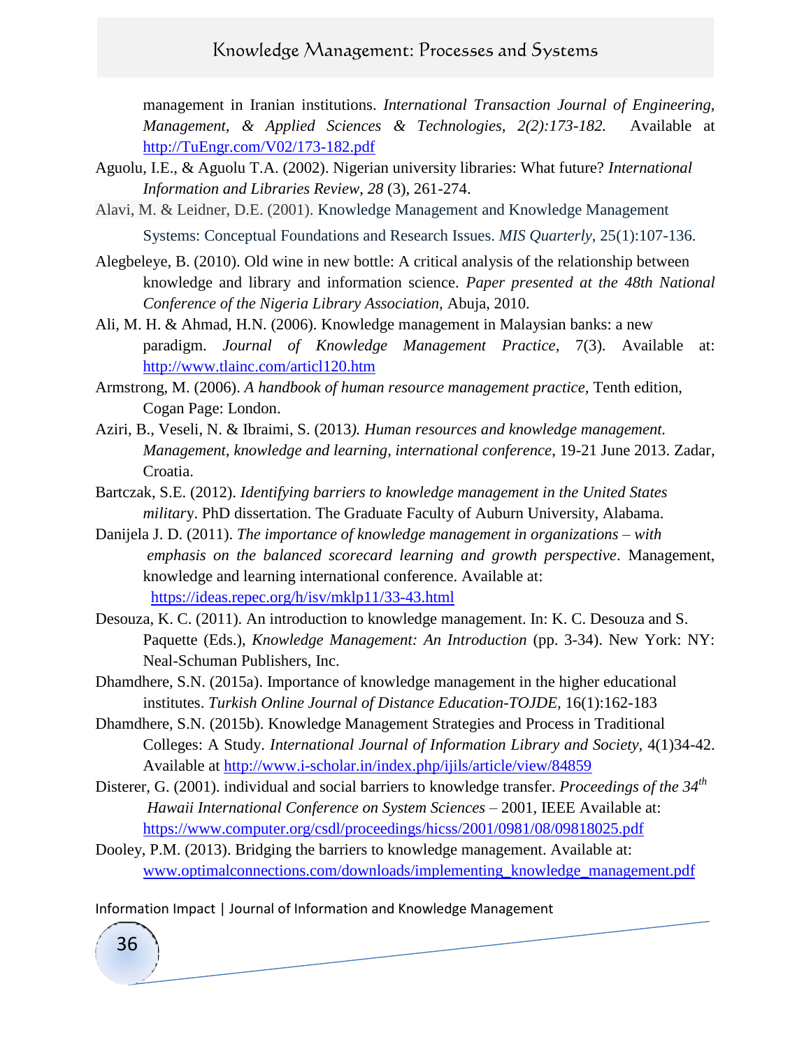management in Iranian institutions. *International Transaction Journal of Engineering, Management, & Applied Sciences & Technologies, 2(2):173-182.* Available at http://TuEngr.com/V02/173-182.pdf

Aguolu, I.E., & Aguolu T.A. (2002). Nigerian university libraries: What future? *International Information and Libraries Review*, *28* (3), 261-274.

Alavi, M. & Leidner, D.E. (2001). Knowledge Management and Knowledge Management Systems: Conceptual Foundations and Research Issues. *MIS Quarterly*, 25(1):107-136.

Alegbeleye, B. (2010). Old wine in new bottle: A critical analysis of the relationship between knowledge and library and information science. *Paper presented at the 48th National Conference of the Nigeria Library Association,* Abuja, 2010.

Ali, M. H. & Ahmad, H.N. (2006). Knowledge management in Malaysian banks: a new paradigm. *Journal of Knowledge Management Practice*, 7(3). Available at: http://www.tlainc.com/articl120.htm

Armstrong, M. (2006). *A handbook of human resource management practice,* Tenth edition, Cogan Page: London.

Aziri, B., Veseli, N. & Ibraimi, S. (2013*). Human resources and knowledge management. Management, knowledge and learning, international conference*, 19-21 June 2013. Zadar, Croatia.

Bartczak, S.E. (2012). *Identifying barriers to knowledge management in the United States militar*y. PhD dissertation. The Graduate Faculty of Auburn University, Alabama.

Danijela J. D. (2011). *The importance of knowledge management in organizations – with emphasis on the balanced scorecard learning and growth perspective*. Management, knowledge and learning international conference. Available at: https://ideas.repec.org/h/isv/mklp11/33-43.html

Desouza, K. C. (2011). An introduction to knowledge management. In: K. C. Desouza and S. Paquette (Eds.), *Knowledge Management: An Introduction* (pp. 3-34). New York: NY: Neal-Schuman Publishers, Inc.

Dhamdhere, S.N. (2015a). Importance of knowledge management in the higher educational institutes. *Turkish Online Journal of Distance Education-TOJDE,* 16(1):162-183

Dhamdhere, S.N. (2015b). Knowledge Management Strategies and Process in Traditional Colleges: A Study. *International Journal of Information Library and Society,* 4(1)34-42. Available at http://www.i-scholar.in/index.php/ijils/article/view/84859

Disterer, G. (2001). individual and social barriers to knowledge transfer. *Proceedings of the 34th Hawaii International Conference on System Sciences* – 2001, IEEE Available at: https://www.computer.org/csdl/proceedings/hicss/2001/0981/08/09818025.pdf

Dooley, P.M. (2013). Bridging the barriers to knowledge management. Available at: www.optimalconnections.com/downloads/implementing_knowledge_management.pdf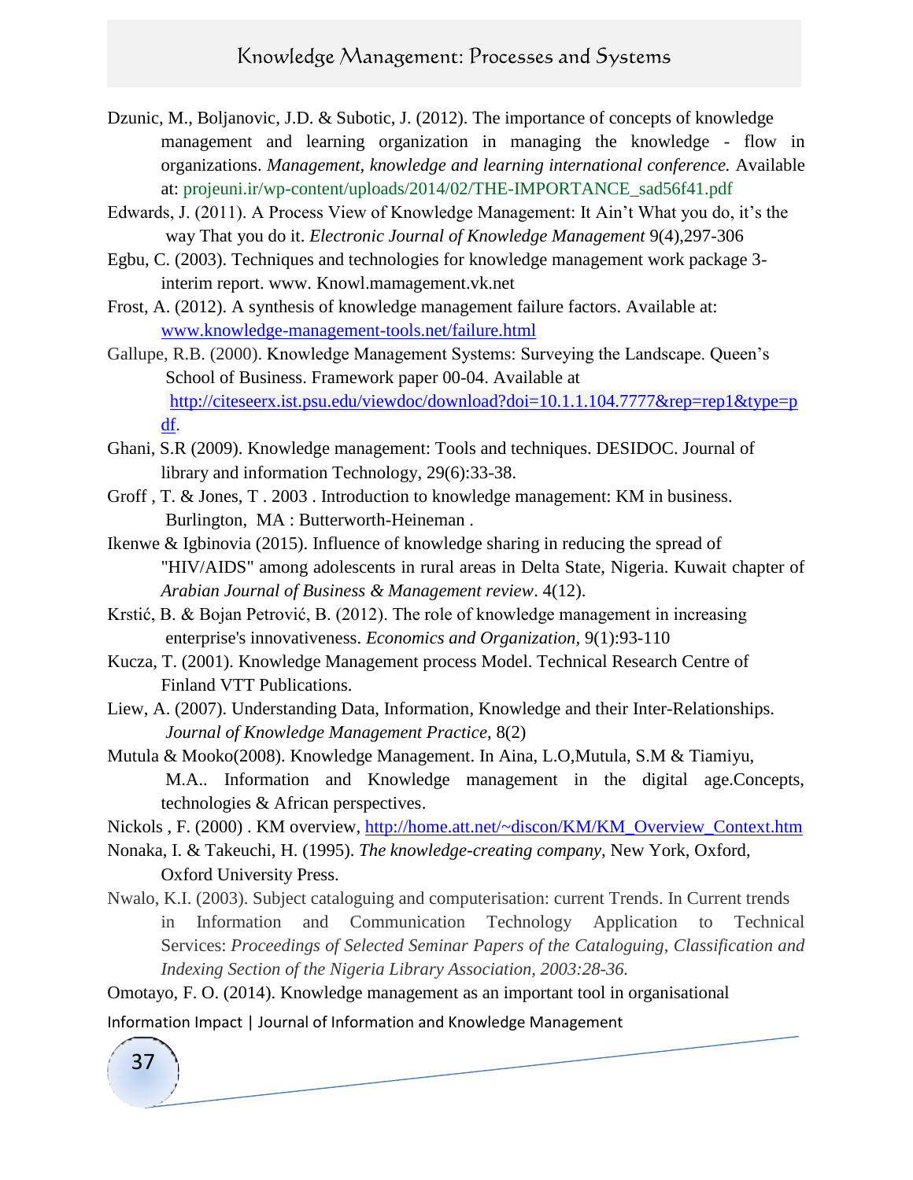Dzunic, M., Boljanovic, J.D. & Subotic, J. (2012). The importance of concepts of knowledge management and learning organization in managing the knowledge - flow in organizations. *Management, knowledge and learning international conference.* Available at: projeuni.ir/wp-content/uploads/2014/02/THE-IMPORTANCE_sad56f41.pdf

Edwards, J. (2011). A Process View of Knowledge Management: It Ain't What you do, it's the way That you do it. *Electronic Journal of Knowledge Management* 9(4),297-306

Egbu, C. (2003). Techniques and technologies for knowledge management work package 3- interim report. www. Knowl.mamagement.vk.net

Frost, A. (2012). A synthesis of knowledge management failure factors. Available at: www.knowledge-management-tools.net/failure.html

Gallupe, R.B. (2000). Knowledge Management Systems: Surveying the Landscape. Queen's School of Business. Framework paper 00-04. Available at http://citeseerx.ist.psu.edu/viewdoc/download?doi=10.1.1.104.7777&rep=rep1&type=pdf.

Ghani, S.R (2009). Knowledge management: Tools and techniques. DESIDOC. Journal of library and information Technology, 29(6):33-38.

Groff , T. & Jones, T . 2003 . Introduction to knowledge management: KM in business. Burlington, MA : Butterworth-Heineman .

Ikenwe & Igbinovia (2015). Influence of knowledge sharing in reducing the spread of "HIV/AIDS" among adolescents in rural areas in Delta State, Nigeria. Kuwait chapter of *Arabian Journal of Business & Management review*. 4(12).

Krstić, B. & Bojan Petrović, B. (2012). The role of knowledge management in increasing enterprise's innovativeness. *Economics and Organization*, 9(1):93-110

Kucza, T. (2001). Knowledge Management process Model. Technical Research Centre of Finland VTT Publications.

Liew, A. (2007). Understanding Data, Information, Knowledge and their Inter-Relationships. *Journal of Knowledge Management Practice*, 8(2)

Mutula & Mooko(2008). Knowledge Management. In Aina, L.O,Mutula, S.M & Tiamiyu, M.A.. Information and Knowledge management in the digital age.Concepts, technologies & African perspectives.

Nickols , F. (2000) . KM overview, http://home.att.net/~discon/KM/KM_Overview_Context.htm

Nonaka, I. & Takeuchi, H. (1995). *The knowledge-creating company,* New York, Oxford, Oxford University Press.

Nwalo, K.I. (2003). Subject cataloguing and computerisation: current Trends. In Current trends in Information and Communication Technology Application to Technical Services: *Proceedings of Selected Seminar Papers of the Cataloguing, Classification and Indexing Section of the Nigeria Library Association, 2003:28-36.*

Omotayo, F. O. (2014). Knowledge management as an important tool in organisational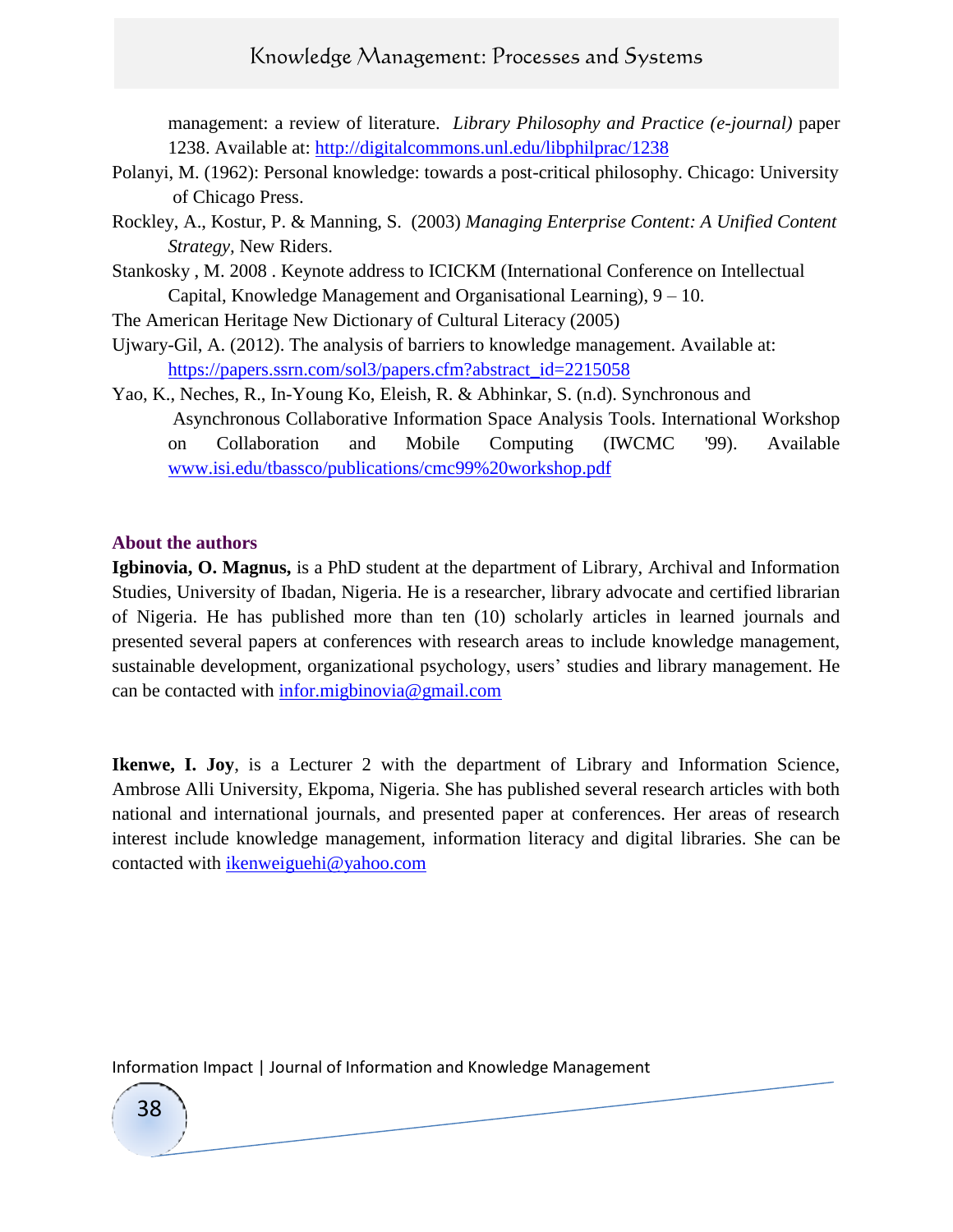management: a review of literature. *Library Philosophy and Practice (e-journal)* paper 1238. Available at: http://digitalcommons.unl.edu/libphilprac/1238

Polanyi, M. (1962): Personal knowledge: towards a post-critical philosophy. Chicago: University of Chicago Press.

Rockley, A., Kostur, P. & Manning, S. (2003) *Managing Enterprise Content: A Unified Content Strategy*, New Riders.

Stankosky , M. 2008 . Keynote address to ICICKM (International Conference on Intellectual Capital, Knowledge Management and Organisational Learning), 9 – 10.

The American Heritage New Dictionary of Cultural Literacy (2005)

Ujwary-Gil, A. (2012). The analysis of barriers to knowledge management. Available at: https://papers.ssrn.com/sol3/papers.cfm?abstract_id=2215058

Yao, K., Neches, R., In-Young Ko, Eleish, R. & Abhinkar, S. (n.d). Synchronous and Asynchronous Collaborative Information Space Analysis Tools. International Workshop on Collaboration and Mobile Computing (IWCMC '99). Available www.isi.edu/tbassco/publications/cmc99%20workshop.pdf

## About the authors

**Igbinovia, O. Magnus,** is a PhD student at the department of Library, Archival and Information Studies, University of Ibadan, Nigeria. He is a researcher, library advocate and certified librarian of Nigeria. He has published more than ten (10) scholarly articles in learned journals and presented several papers at conferences with research areas to include knowledge management, sustainable development, organizational psychology, users' studies and library management. He can be contacted with infor.migbinovia@gmail.com

**Ikenwe, I. Joy**, is a Lecturer 2 with the department of Library and Information Science, Ambrose Alli University, Ekpoma, Nigeria. She has published several research articles with both national and international journals, and presented paper at conferences. Her areas of research interest include knowledge management, information literacy and digital libraries. She can be contacted with ikenweiguehi@yahoo.com